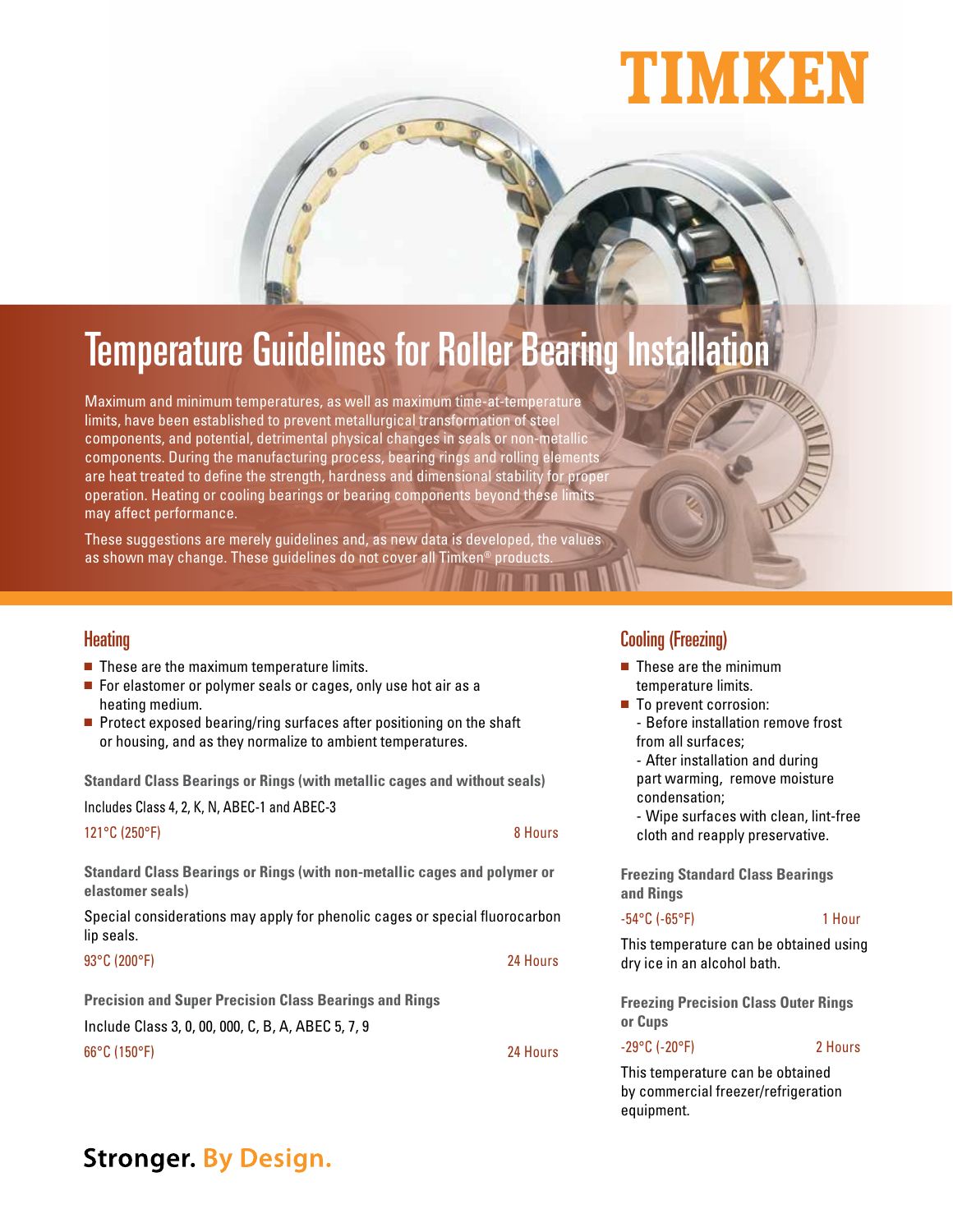TIMKEN

# Temperature Guidelines for Roller Bearing Installation

Maximum and minimum temperatures, as well as maximum time-at-temperature limits, have been established to prevent metallurgical transformation of steel components, and potential, detrimental physical changes in seals or non-metallic components. During the manufacturing process, bearing rings and rolling elements are heat treated to define the strength, hardness and dimensional stability for proper operation. Heating or cooling bearings or bearing components beyond these limits may affect performance.

These suggestions are merely guidelines and, as new data is developed, the values as shown may change. These guidelines do not cover all Timken® products.

## Heating

- These are the maximum temperature limits.
- For elastomer or polymer seals or cages, only use hot air as a heating medium.
- Protect exposed bearing/ring surfaces after positioning on the shaft or housing, and as they normalize to ambient temperatures.

**Standard Class Bearings or Rings (with metallic cages and without seals)**

Includes Class 4, 2, K, N, ABEC-1 and ABEC-3

121°C (250°F) — 8 Hours

**Standard Class Bearings or Rings (with non-metallic cages and polymer or elastomer seals)**

Special considerations may apply for phenolic cages or special fluorocarbon lip seals.

93°C (200°F) — 24 Hours

**Precision and Super Precision Class Bearings and Rings**

Include Class 3, 0, 00, 000, C, B, A, ABEC 5, 7, 9

66°C (150°F) — 24 Hours

## Cooling (Freezing)

- These are the minimum temperature limits.
- To prevent corrosion:
  - Before installation remove frost from all surfaces;
  - After installation and during part warming, remove moisture condensation;
  - Wipe surfaces with clean, lint-free cloth and reapply preservative.

**Freezing Standard Class Bearings and Rings**

-54°C (-65°F) — 1 Hour

This temperature can be obtained using dry ice in an alcohol bath.

**Freezing Precision Class Outer Rings or Cups**

-29°C (-20°F) — 2 Hours

This temperature can be obtained by commercial freezer/refrigeration equipment.

**Stronger. By Design.**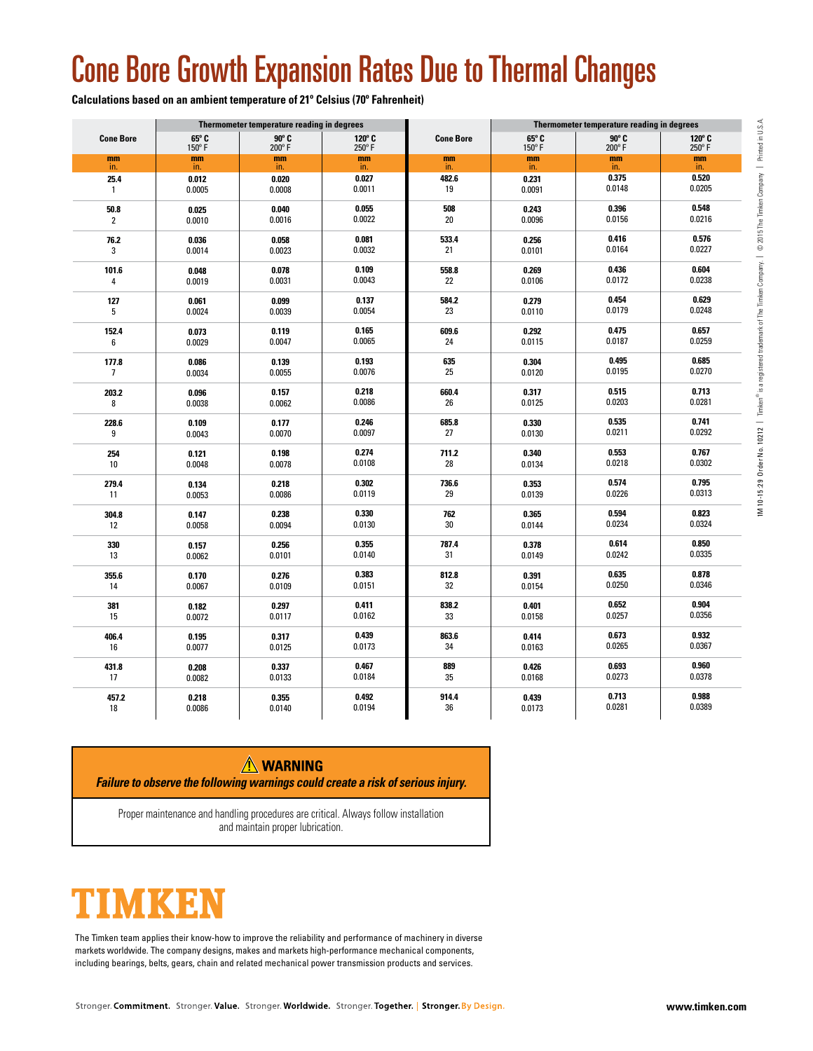# Cone Bore Growth Expansion Rates Due to Thermal Changes

**Calculations based on an ambient temperature of 21° Celsius (70° Fahrenheit)**

| Cone Bore | Thermometer temperature reading in degrees | | | Cone Bore | Thermometer temperature reading in degrees | | |
|---|---|---|---|---|---|---|---|
| | 65° C 150° F | 90° C 200° F | 120° C 250° F | | 65° C 150° F | 90° C 200° F | 120° C 250° F |
| mm in. | mm in. | mm in. | mm in. | mm in. | mm in. | mm in. | mm in. |
| 25.4 1 | 0.012 0.0005 | 0.020 0.0008 | 0.027 0.0011 | 482.6 19 | 0.231 0.0091 | 0.375 0.0148 | 0.520 0.0205 |
| 50.8 2 | 0.025 0.0010 | 0.040 0.0016 | 0.055 0.0022 | 508 20 | 0.243 0.0096 | 0.396 0.0156 | 0.548 0.0216 |
| 76.2 3 | 0.036 0.0014 | 0.058 0.0023 | 0.081 0.0032 | 533.4 21 | 0.256 0.0101 | 0.416 0.0164 | 0.576 0.0227 |
| 101.6 4 | 0.048 0.0019 | 0.078 0.0031 | 0.109 0.0043 | 558.8 22 | 0.269 0.0106 | 0.436 0.0172 | 0.604 0.0238 |
| 127 5 | 0.061 0.0024 | 0.099 0.0039 | 0.137 0.0054 | 584.2 23 | 0.279 0.0110 | 0.454 0.0179 | 0.629 0.0248 |
| 152.4 6 | 0.073 0.0029 | 0.119 0.0047 | 0.165 0.0065 | 609.6 24 | 0.292 0.0115 | 0.475 0.0187 | 0.657 0.0259 |
| 177.8 7 | 0.086 0.0034 | 0.139 0.0055 | 0.193 0.0076 | 635 25 | 0.304 0.0120 | 0.495 0.0195 | 0.685 0.0270 |
| 203.2 8 | 0.096 0.0038 | 0.157 0.0062 | 0.218 0.0086 | 660.4 26 | 0.317 0.0125 | 0.515 0.0203 | 0.713 0.0281 |
| 228.6 9 | 0.109 0.0043 | 0.177 0.0070 | 0.246 0.0097 | 685.8 27 | 0.330 0.0130 | 0.535 0.0211 | 0.741 0.0292 |
| 254 10 | 0.121 0.0048 | 0.198 0.0078 | 0.274 0.0108 | 711.2 28 | 0.340 0.0134 | 0.553 0.0218 | 0.767 0.0302 |
| 279.4 11 | 0.134 0.0053 | 0.218 0.0086 | 0.302 0.0119 | 736.6 29 | 0.353 0.0139 | 0.574 0.0226 | 0.795 0.0313 |
| 304.8 12 | 0.147 0.0058 | 0.238 0.0094 | 0.330 0.0130 | 762 30 | 0.365 0.0144 | 0.594 0.0234 | 0.823 0.0324 |
| 330 13 | 0.157 0.0062 | 0.256 0.0101 | 0.355 0.0140 | 787.4 31 | 0.378 0.0149 | 0.614 0.0242 | 0.850 0.0335 |
| 355.6 14 | 0.170 0.0067 | 0.276 0.0109 | 0.383 0.0151 | 812.8 32 | 0.391 0.0154 | 0.635 0.0250 | 0.878 0.0346 |
| 381 15 | 0.182 0.0072 | 0.297 0.0117 | 0.411 0.0162 | 838.2 33 | 0.401 0.0158 | 0.652 0.0257 | 0.904 0.0356 |
| 406.4 16 | 0.195 0.0077 | 0.317 0.0125 | 0.439 0.0173 | 863.6 34 | 0.414 0.0163 | 0.673 0.0265 | 0.932 0.0367 |
| 431.8 17 | 0.208 0.0082 | 0.337 0.0133 | 0.467 0.0184 | 889 35 | 0.426 0.0168 | 0.693 0.0273 | 0.960 0.0378 |
| 457.2 18 | 0.218 0.0086 | 0.355 0.0140 | 0.492 0.0194 | 914.4 36 | 0.439 0.0173 | 0.713 0.0281 | 0.988 0.0389 |

**⚠ WARNING**

***Failure to observe the following warnings could create a risk of serious injury.***

Proper maintenance and handling procedures are critical. Always follow installation and maintain proper lubrication.

**TIMKEN**

The Timken team applies their know-how to improve the reliability and performance of machinery in diverse markets worldwide. The company designs, makes and markets high-performance mechanical components, including bearings, belts, gears, chain and related mechanical power transmission products and services.

Stronger. **Commitment.** Stronger. **Value.** Stronger. **Worldwide.** Stronger. **Together.** | **Stronger. By Design.**

**www.timken.com**

1M 10-15 :29 Order No. 10212 | Timken® is a registered trademark of The Timken Company. | © 2015 The Timken Company | Printed in U.S.A.